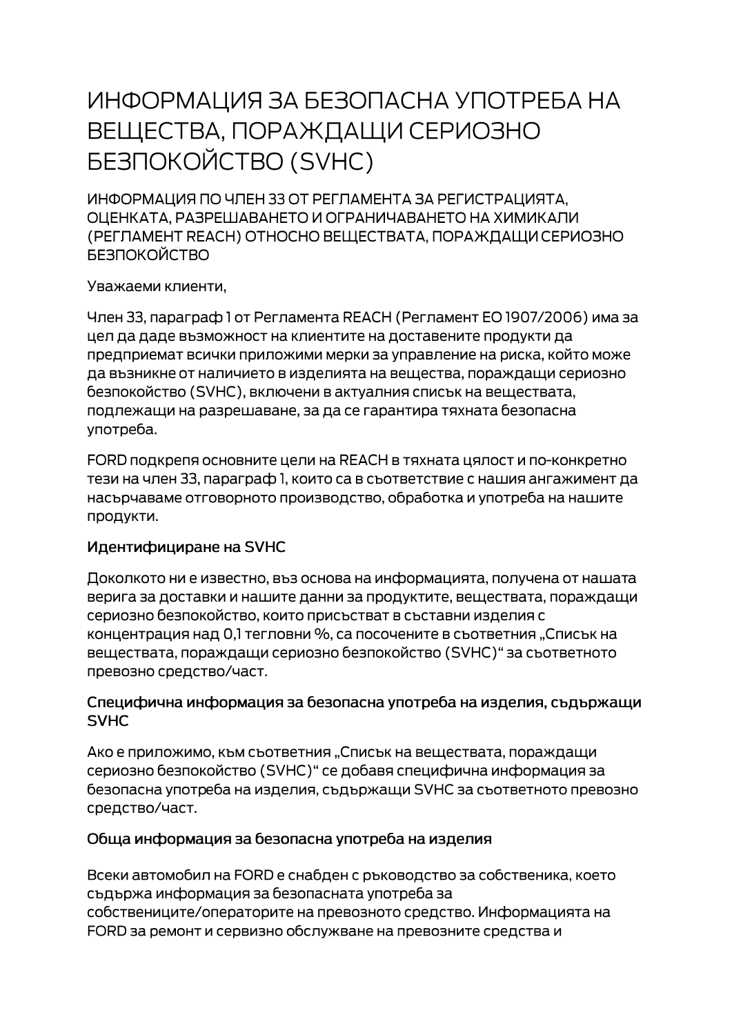# ИНФОРМАЦИЯ ЗА БЕЗОПАСНА УПОТРЕБА НА ВЕЩЕСТВА, ПОРАЖДАЩИ СЕРИОЗНО БЕЗПОКОЙСТВО (SVHC)

ИНФОРМАЦИЯ ПО ЧЛЕН 33 ОТ РЕГЛАМЕНТА ЗА РЕГИСТРАЦИЯТА, ОЦЕНКАТА, РАЗРЕШАВАНЕТО И ОГРАНИЧАВАНЕТО НА ХИМИКАЛИ (РЕГЛАМЕНТ REACH) ОТНОСНО ВЕЩЕСТВАТА, ПОРАЖДАЩИ СЕРИОЗНО БЕЗПОКОЙСТВО

Уважаеми клиенти,

Член 33, параграф 1 от Регламента REACH (Регламент ЕО 1907/2006) има за цел да даде възможност на клиентите на доставените продукти да предприемат всички приложими мерки за управление на риска, който може да възникне от наличието в изделията на вещества, пораждащи сериозно безпокойство (SVHC), включени в актуалния списък на веществата, подлежащи на разрешаване, за да се гарантира тяхната безопасна употреба.

FORD подкрепя основните цели на REACH в тяхната цялост и по-конкретно тези на член 33, параграф 1, които са в съответствие с нашия ангажимент да насърчаваме отговорното производство, обработка и употреба на нашите продукти.

### Идентифициране на SVHC

Доколкото ни е известно, въз основа на информацията, получена от нашата верига за доставки и нашите данни за продуктите, веществата, пораждащи сериозно безпокойство, които присъстват в съставни изделия с концентрация над 0,1 тегловни %, са посочените в съответния „Списък на веществата, пораждащи сериозно безпокойство (SVHC)“ за съответното превозно средство/част.

### Специфична информация за безопасна употреба на изделия, съдържащи SVHC

Ако е приложимо, към съответния „Списък на веществата, пораждащи сериозно безпокойство (SVHC)“ се добавя специфична информация за безопасна употреба на изделия, съдържащи SVHC за съответното превозно средство/част.

### Обща информация за безопасна употреба на изделия

Всеки автомобил на FORD е снабден с ръководство за собственика, което съдържа информация за безопасната употреба за собствениците/операторите на превозното средство. Информацията на FORD за ремонт и сервизно обслужване на превозните средства и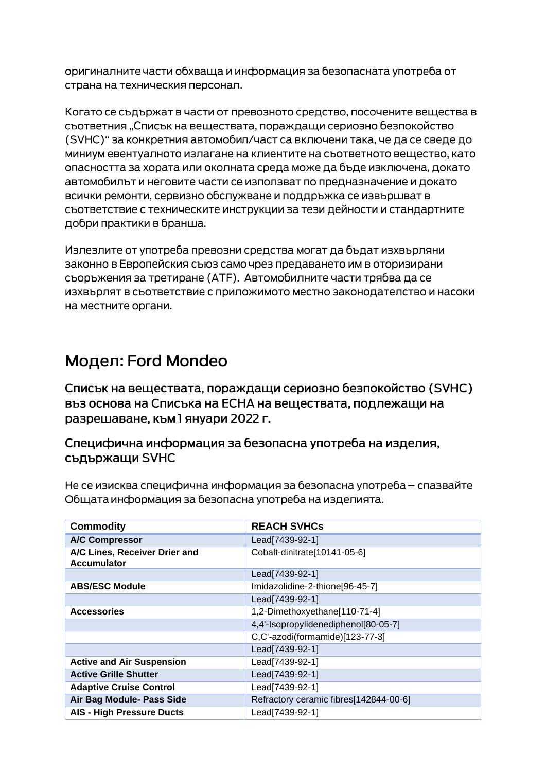оригиналните части обхваща и информация за безопасната употреба от страна на техническия персонал.

Когато се съдържат в части от превозното средство, посочените вещества в съответния „Списък на веществата, пораждащи сериозно безпокойство (SVHC)" за конкретния автомобил/част са включени така, че да се сведе до миниум евентуалното излагане на клиентите на съответното вещество, като опасността за хората или околната среда може да бъде изключена, докато автомобилът и неговите части се използват по предназначение и докато всички ремонти, сервизно обслужване и поддръжка се извършват в съответствие с техническите инструкции за тези дейности и стандартните добри практики в бранша.

Излезлите от употреба превозни средства могат да бъдат изхвърляни законно в Европейския съюз само чрез предаването им в оторизирани съоръжения за третиране (ATF). Автомобилните части трябва да се изхвърлят в съответствие с приложимото местно законодателство и насоки на местните органи.

# Модел: Ford Mondeo

## Списък на веществата, пораждащи сериозно безпокойство (SVHC) въз основа на Списъка на ECHA на веществата, подлежащи на разрешаване, към 1 януари 2022 г.

### Специфична информация за безопасна употреба на изделия, съдържащи SVHC

Не се изисква специфична информация за безопасна употреба – спазвайте Общата информация за безопасна употреба на изделията.

| Commodity | REACH SVHCs |
|---|---|
| **A/C Compressor** | Lead[7439-92-1] |
| **A/C Lines, Receiver Drier and Accumulator** | Cobalt-dinitrate[10141-05-6] |
| | Lead[7439-92-1] |
| **ABS/ESC Module** | Imidazolidine-2-thione[96-45-7] |
| | Lead[7439-92-1] |
| **Accessories** | 1,2-Dimethoxyethane[110-71-4] |
| | 4,4'-Isopropylidenediphenol[80-05-7] |
| | C,C'-azodi(formamide)[123-77-3] |
| | Lead[7439-92-1] |
| **Active and Air Suspension** | Lead[7439-92-1] |
| **Active Grille Shutter** | Lead[7439-92-1] |
| **Adaptive Cruise Control** | Lead[7439-92-1] |
| **Air Bag Module- Pass Side** | Refractory ceramic fibres[142844-00-6] |
| **AIS - High Pressure Ducts** | Lead[7439-92-1] |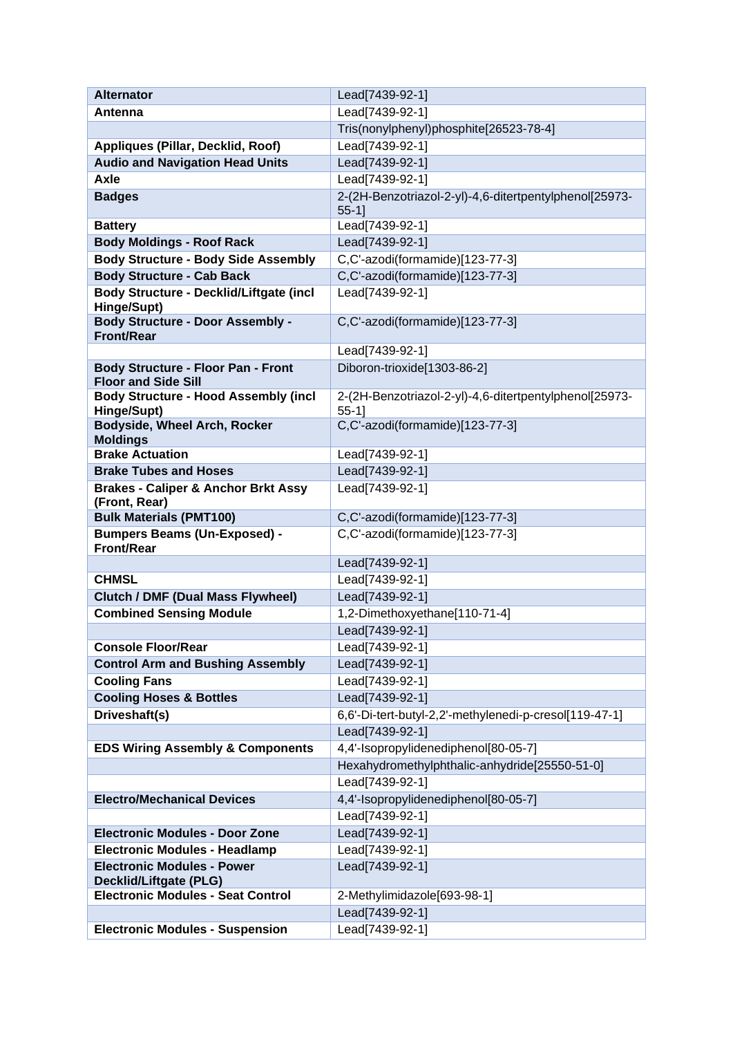| | |
|---|---|
| **Alternator** | Lead[7439-92-1] |
| **Antenna** | Lead[7439-92-1] |
| | Tris(nonylphenyl)phosphite[26523-78-4] |
| **Appliques (Pillar, Decklid, Roof)** | Lead[7439-92-1] |
| **Audio and Navigation Head Units** | Lead[7439-92-1] |
| **Axle** | Lead[7439-92-1] |
| **Badges** | 2-(2H-Benzotriazol-2-yl)-4,6-ditertpentylphenol[25973-55-1] |
| **Battery** | Lead[7439-92-1] |
| **Body Moldings - Roof Rack** | Lead[7439-92-1] |
| **Body Structure - Body Side Assembly** | C,C'-azodi(formamide)[123-77-3] |
| **Body Structure - Cab Back** | C,C'-azodi(formamide)[123-77-3] |
| **Body Structure - Decklid/Liftgate (incl Hinge/Supt)** | Lead[7439-92-1] |
| **Body Structure - Door Assembly - Front/Rear** | C,C'-azodi(formamide)[123-77-3] |
| | Lead[7439-92-1] |
| **Body Structure - Floor Pan - Front Floor and Side Sill** | Diboron-trioxide[1303-86-2] |
| **Body Structure - Hood Assembly (incl Hinge/Supt)** | 2-(2H-Benzotriazol-2-yl)-4,6-ditertpentylphenol[25973-55-1] |
| **Bodyside, Wheel Arch, Rocker Moldings** | C,C'-azodi(formamide)[123-77-3] |
| **Brake Actuation** | Lead[7439-92-1] |
| **Brake Tubes and Hoses** | Lead[7439-92-1] |
| **Brakes - Caliper & Anchor Brkt Assy (Front, Rear)** | Lead[7439-92-1] |
| **Bulk Materials (PMT100)** | C,C'-azodi(formamide)[123-77-3] |
| **Bumpers Beams (Un-Exposed) - Front/Rear** | C,C'-azodi(formamide)[123-77-3] |
| | Lead[7439-92-1] |
| **CHMSL** | Lead[7439-92-1] |
| **Clutch / DMF (Dual Mass Flywheel)** | Lead[7439-92-1] |
| **Combined Sensing Module** | 1,2-Dimethoxyethane[110-71-4] |
| | Lead[7439-92-1] |
| **Console Floor/Rear** | Lead[7439-92-1] |
| **Control Arm and Bushing Assembly** | Lead[7439-92-1] |
| **Cooling Fans** | Lead[7439-92-1] |
| **Cooling Hoses & Bottles** | Lead[7439-92-1] |
| **Driveshaft(s)** | 6,6'-Di-tert-butyl-2,2'-methylenedi-p-cresol[119-47-1] |
| | Lead[7439-92-1] |
| **EDS Wiring Assembly & Components** | 4,4'-Isopropylidenediphenol[80-05-7] |
| | Hexahydromethylphthalic-anhydride[25550-51-0] |
| | Lead[7439-92-1] |
| **Electro/Mechanical Devices** | 4,4'-Isopropylidenediphenol[80-05-7] |
| | Lead[7439-92-1] |
| **Electronic Modules - Door Zone** | Lead[7439-92-1] |
| **Electronic Modules - Headlamp** | Lead[7439-92-1] |
| **Electronic Modules - Power Decklid/Liftgate (PLG)** | Lead[7439-92-1] |
| **Electronic Modules - Seat Control** | 2-Methylimidazole[693-98-1] |
| | Lead[7439-92-1] |
| **Electronic Modules - Suspension** | Lead[7439-92-1] |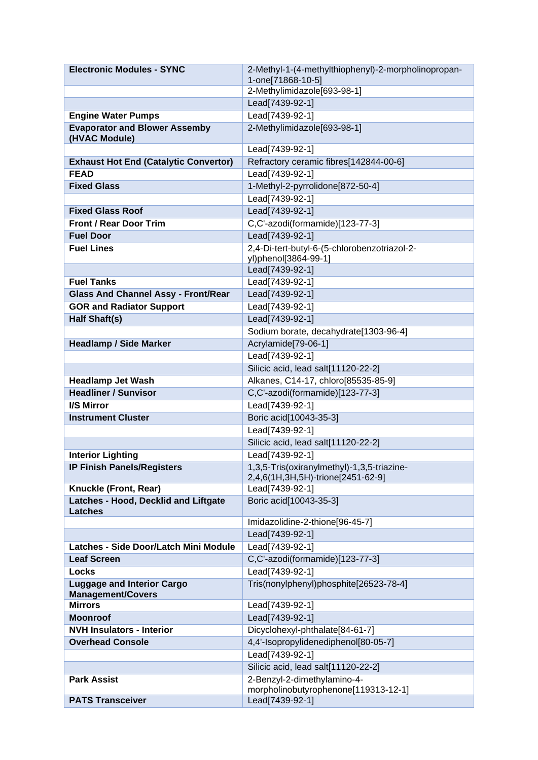| Electronic Modules - SYNC | 2-Methyl-1-(4-methylthiophenyl)-2-morpholinopropan-1-one[71868-10-5] |
|---|---|
| | 2-Methylimidazole[693-98-1] |
| | Lead[7439-92-1] |
| **Engine Water Pumps** | Lead[7439-92-1] |
| **Evaporator and Blower Assemby (HVAC Module)** | 2-Methylimidazole[693-98-1] |
| | Lead[7439-92-1] |
| **Exhaust Hot End (Catalytic Convertor)** | Refractory ceramic fibres[142844-00-6] |
| **FEAD** | Lead[7439-92-1] |
| **Fixed Glass** | 1-Methyl-2-pyrrolidone[872-50-4] |
| | Lead[7439-92-1] |
| **Fixed Glass Roof** | Lead[7439-92-1] |
| **Front / Rear Door Trim** | C,C'-azodi(formamide)[123-77-3] |
| **Fuel Door** | Lead[7439-92-1] |
| **Fuel Lines** | 2,4-Di-tert-butyl-6-(5-chlorobenzotriazol-2-yl)phenol[3864-99-1] |
| | Lead[7439-92-1] |
| **Fuel Tanks** | Lead[7439-92-1] |
| **Glass And Channel Assy - Front/Rear** | Lead[7439-92-1] |
| **GOR and Radiator Support** | Lead[7439-92-1] |
| **Half Shaft(s)** | Lead[7439-92-1] |
| | Sodium borate, decahydrate[1303-96-4] |
| **Headlamp / Side Marker** | Acrylamide[79-06-1] |
| | Lead[7439-92-1] |
| | Silicic acid, lead salt[11120-22-2] |
| **Headlamp Jet Wash** | Alkanes, C14-17, chloro[85535-85-9] |
| **Headliner / Sunvisor** | C,C'-azodi(formamide)[123-77-3] |
| **I/S Mirror** | Lead[7439-92-1] |
| **Instrument Cluster** | Boric acid[10043-35-3] |
| | Lead[7439-92-1] |
| | Silicic acid, lead salt[11120-22-2] |
| **Interior Lighting** | Lead[7439-92-1] |
| **IP Finish Panels/Registers** | 1,3,5-Tris(oxiranylmethyl)-1,3,5-triazine-2,4,6(1H,3H,5H)-trione[2451-62-9] |
| **Knuckle (Front, Rear)** | Lead[7439-92-1] |
| **Latches - Hood, Decklid and Liftgate Latches** | Boric acid[10043-35-3] |
| | Imidazolidine-2-thione[96-45-7] |
| | Lead[7439-92-1] |
| **Latches - Side Door/Latch Mini Module** | Lead[7439-92-1] |
| **Leaf Screen** | C,C'-azodi(formamide)[123-77-3] |
| **Locks** | Lead[7439-92-1] |
| **Luggage and Interior Cargo Management/Covers** | Tris(nonylphenyl)phosphite[26523-78-4] |
| **Mirrors** | Lead[7439-92-1] |
| **Moonroof** | Lead[7439-92-1] |
| **NVH Insulators - Interior** | Dicyclohexyl-phthalate[84-61-7] |
| **Overhead Console** | 4,4'-Isopropylidenediphenol[80-05-7] |
| | Lead[7439-92-1] |
| | Silicic acid, lead salt[11120-22-2] |
| **Park Assist** | 2-Benzyl-2-dimethylamino-4-morpholinobutyrophenone[119313-12-1] |
| **PATS Transceiver** | Lead[7439-92-1] |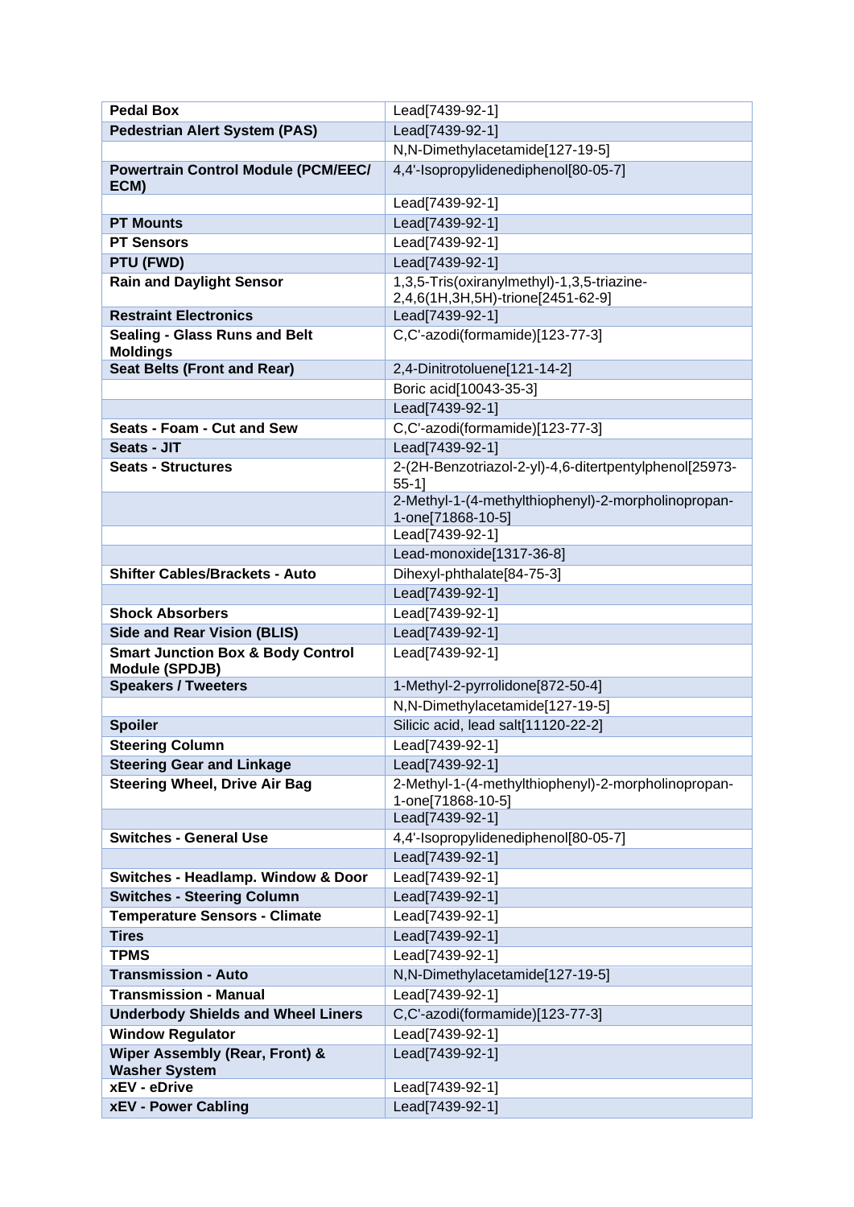| | |
|---|---|
| **Pedal Box** | Lead[7439-92-1] |
| **Pedestrian Alert System (PAS)** | Lead[7439-92-1] |
| | N,N-Dimethylacetamide[127-19-5] |
| **Powertrain Control Module (PCM/EEC/ ECM)** | 4,4'-Isopropylidenediphenol[80-05-7] |
| | Lead[7439-92-1] |
| **PT Mounts** | Lead[7439-92-1] |
| **PT Sensors** | Lead[7439-92-1] |
| **PTU (FWD)** | Lead[7439-92-1] |
| **Rain and Daylight Sensor** | 1,3,5-Tris(oxiranylmethyl)-1,3,5-triazine-2,4,6(1H,3H,5H)-trione[2451-62-9] |
| **Restraint Electronics** | Lead[7439-92-1] |
| **Sealing - Glass Runs and Belt Moldings** | C,C'-azodi(formamide)[123-77-3] |
| **Seat Belts (Front and Rear)** | 2,4-Dinitrotoluene[121-14-2] |
| | Boric acid[10043-35-3] |
| | Lead[7439-92-1] |
| **Seats - Foam - Cut and Sew** | C,C'-azodi(formamide)[123-77-3] |
| **Seats - JIT** | Lead[7439-92-1] |
| **Seats - Structures** | 2-(2H-Benzotriazol-2-yl)-4,6-ditertpentylphenol[25973-55-1] |
| | 2-Methyl-1-(4-methylthiophenyl)-2-morpholinopropan-1-one[71868-10-5] |
| | Lead[7439-92-1] |
| | Lead-monoxide[1317-36-8] |
| **Shifter Cables/Brackets - Auto** | Dihexyl-phthalate[84-75-3] |
| | Lead[7439-92-1] |
| **Shock Absorbers** | Lead[7439-92-1] |
| **Side and Rear Vision (BLIS)** | Lead[7439-92-1] |
| **Smart Junction Box & Body Control Module (SPDJB)** | Lead[7439-92-1] |
| **Speakers / Tweeters** | 1-Methyl-2-pyrrolidone[872-50-4] |
| | N,N-Dimethylacetamide[127-19-5] |
| **Spoiler** | Silicic acid, lead salt[11120-22-2] |
| **Steering Column** | Lead[7439-92-1] |
| **Steering Gear and Linkage** | Lead[7439-92-1] |
| **Steering Wheel, Drive Air Bag** | 2-Methyl-1-(4-methylthiophenyl)-2-morpholinopropan-1-one[71868-10-5] |
| | Lead[7439-92-1] |
| **Switches - General Use** | 4,4'-Isopropylidenediphenol[80-05-7] |
| | Lead[7439-92-1] |
| **Switches - Headlamp. Window & Door** | Lead[7439-92-1] |
| **Switches - Steering Column** | Lead[7439-92-1] |
| **Temperature Sensors - Climate** | Lead[7439-92-1] |
| **Tires** | Lead[7439-92-1] |
| **TPMS** | Lead[7439-92-1] |
| **Transmission - Auto** | N,N-Dimethylacetamide[127-19-5] |
| **Transmission - Manual** | Lead[7439-92-1] |
| **Underbody Shields and Wheel Liners** | C,C'-azodi(formamide)[123-77-3] |
| **Window Regulator** | Lead[7439-92-1] |
| **Wiper Assembly (Rear, Front) & Washer System** | Lead[7439-92-1] |
| **xEV - eDrive** | Lead[7439-92-1] |
| **xEV - Power Cabling** | Lead[7439-92-1] |